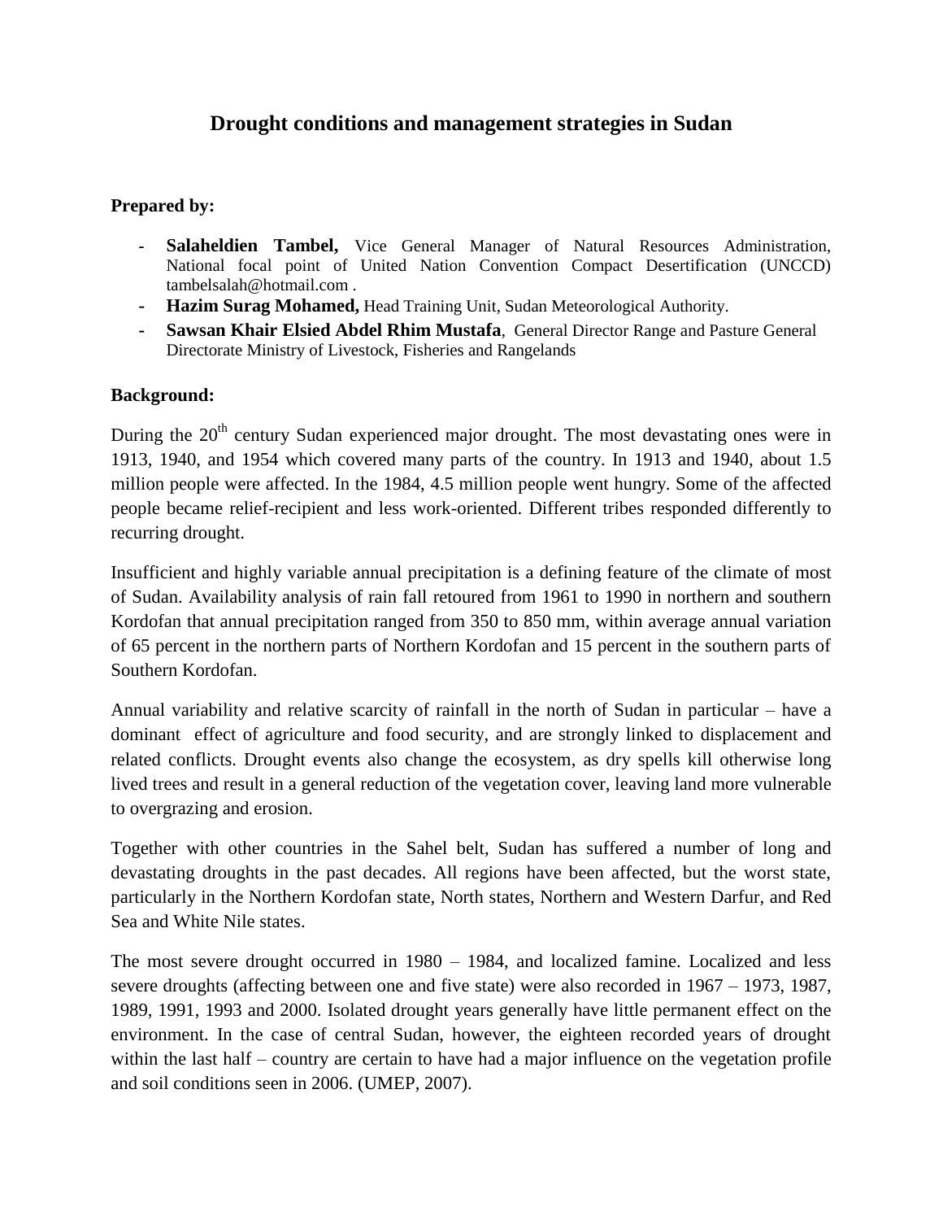# Drought conditions and management strategies in Sudan

**Prepared by:**

- **Salaheldien Tambel,** Vice General Manager of Natural Resources Administration, National focal point of United Nation Convention Compact Desertification (UNCCD) tambelsalah@hotmail.com .
- **Hazim Surag Mohamed,** Head Training Unit, Sudan Meteorological Authority.
- **Sawsan Khair Elsied Abdel Rhim Mustafa**, General Director Range and Pasture General Directorate Ministry of Livestock, Fisheries and Rangelands

**Background:**

During the 20th century Sudan experienced major drought. The most devastating ones were in 1913, 1940, and 1954 which covered many parts of the country. In 1913 and 1940, about 1.5 million people were affected. In the 1984, 4.5 million people went hungry. Some of the affected people became relief-recipient and less work-oriented. Different tribes responded differently to recurring drought.

Insufficient and highly variable annual precipitation is a defining feature of the climate of most of Sudan. Availability analysis of rain fall retoured from 1961 to 1990 in northern and southern Kordofan that annual precipitation ranged from 350 to 850 mm, within average annual variation of 65 percent in the northern parts of Northern Kordofan and 15 percent in the southern parts of Southern Kordofan.

Annual variability and relative scarcity of rainfall in the north of Sudan in particular – have a dominant effect of agriculture and food security, and are strongly linked to displacement and related conflicts. Drought events also change the ecosystem, as dry spells kill otherwise long lived trees and result in a general reduction of the vegetation cover, leaving land more vulnerable to overgrazing and erosion.

Together with other countries in the Sahel belt, Sudan has suffered a number of long and devastating droughts in the past decades. All regions have been affected, but the worst state, particularly in the Northern Kordofan state, North states, Northern and Western Darfur, and Red Sea and White Nile states.

The most severe drought occurred in 1980 – 1984, and localized famine. Localized and less severe droughts (affecting between one and five state) were also recorded in 1967 – 1973, 1987, 1989, 1991, 1993 and 2000. Isolated drought years generally have little permanent effect on the environment. In the case of central Sudan, however, the eighteen recorded years of drought within the last half – country are certain to have had a major influence on the vegetation profile and soil conditions seen in 2006. (UMEP, 2007).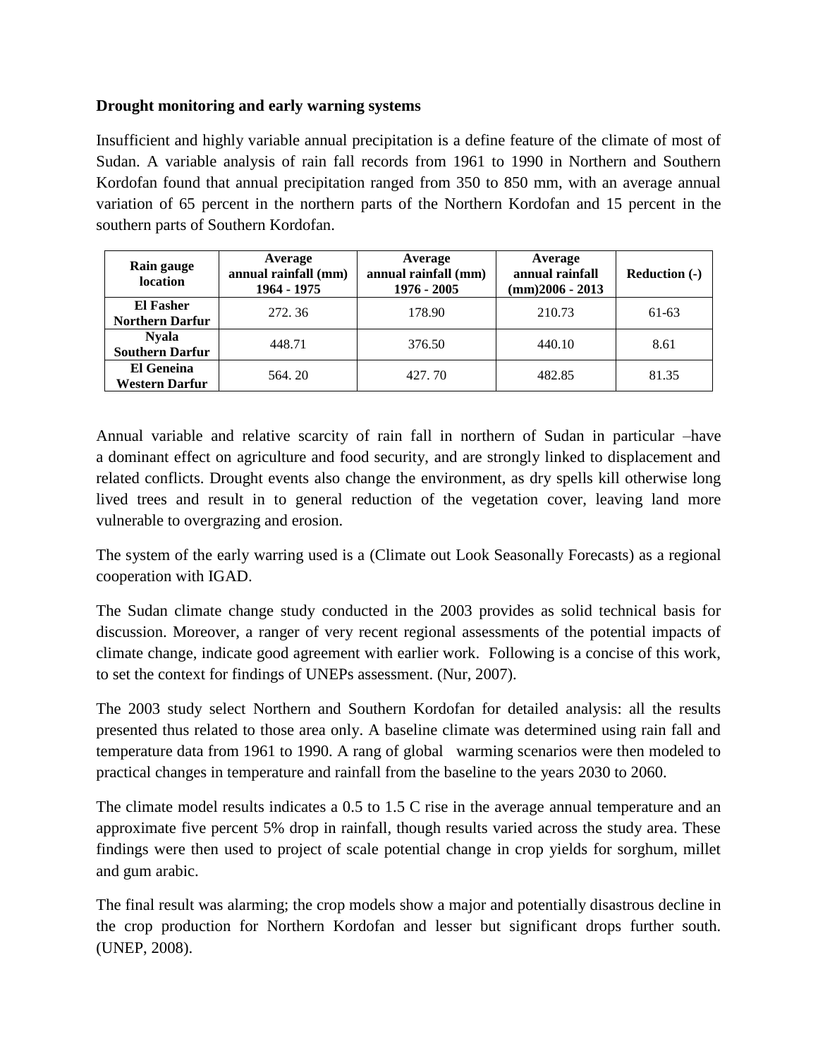**Drought monitoring and early warning systems**

Insufficient and highly variable annual precipitation is a define feature of the climate of most of Sudan. A variable analysis of rain fall records from 1961 to 1990 in Northern and Southern Kordofan found that annual precipitation ranged from 350 to 850 mm, with an average annual variation of 65 percent in the northern parts of the Northern Kordofan and 15 percent in the southern parts of Southern Kordofan.

| Rain gauge location | Average annual rainfall (mm) 1964 - 1975 | Average annual rainfall (mm) 1976 - 2005 | Average annual rainfall (mm)2006 - 2013 | Reduction (-) |
|---|---|---|---|---|
| **El Fasher Northern Darfur** | 272. 36 | 178.90 | 210.73 | 61-63 |
| **Nyala Southern Darfur** | 448.71 | 376.50 | 440.10 | 8.61 |
| **El Geneina Western Darfur** | 564. 20 | 427. 70 | 482.85 | 81.35 |

Annual variable and relative scarcity of rain fall in northern of Sudan in particular –have a dominant effect on agriculture and food security, and are strongly linked to displacement and related conflicts. Drought events also change the environment, as dry spells kill otherwise long lived trees and result in to general reduction of the vegetation cover, leaving land more vulnerable to overgrazing and erosion.

The system of the early warring used is a (Climate out Look Seasonally Forecasts) as a regional cooperation with IGAD.

The Sudan climate change study conducted in the 2003 provides as solid technical basis for discussion. Moreover, a ranger of very recent regional assessments of the potential impacts of climate change, indicate good agreement with earlier work. Following is a concise of this work, to set the context for findings of UNEPs assessment. (Nur, 2007).

The 2003 study select Northern and Southern Kordofan for detailed analysis: all the results presented thus related to those area only. A baseline climate was determined using rain fall and temperature data from 1961 to 1990. A rang of global warming scenarios were then modeled to practical changes in temperature and rainfall from the baseline to the years 2030 to 2060.

The climate model results indicates a 0.5 to 1.5 C rise in the average annual temperature and an approximate five percent 5% drop in rainfall, though results varied across the study area. These findings were then used to project of scale potential change in crop yields for sorghum, millet and gum arabic.

The final result was alarming; the crop models show a major and potentially disastrous decline in the crop production for Northern Kordofan and lesser but significant drops further south. (UNEP, 2008).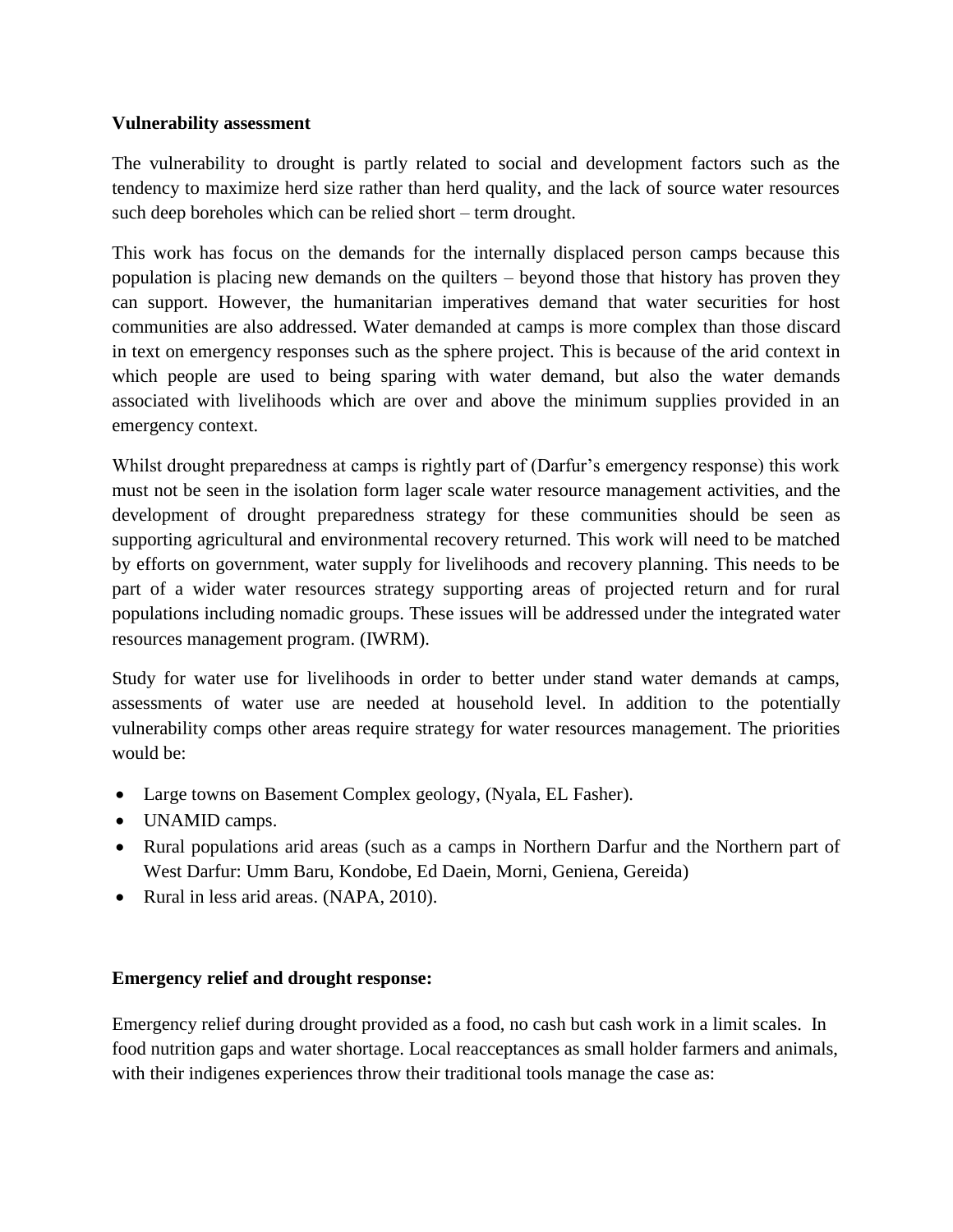**Vulnerability assessment**

The vulnerability to drought is partly related to social and development factors such as the tendency to maximize herd size rather than herd quality, and the lack of source water resources such deep boreholes which can be relied short – term drought.

This work has focus on the demands for the internally displaced person camps because this population is placing new demands on the quilters – beyond those that history has proven they can support. However, the humanitarian imperatives demand that water securities for host communities are also addressed. Water demanded at camps is more complex than those discard in text on emergency responses such as the sphere project. This is because of the arid context in which people are used to being sparing with water demand, but also the water demands associated with livelihoods which are over and above the minimum supplies provided in an emergency context.

Whilst drought preparedness at camps is rightly part of (Darfur's emergency response) this work must not be seen in the isolation form lager scale water resource management activities, and the development of drought preparedness strategy for these communities should be seen as supporting agricultural and environmental recovery returned. This work will need to be matched by efforts on government, water supply for livelihoods and recovery planning. This needs to be part of a wider water resources strategy supporting areas of projected return and for rural populations including nomadic groups. These issues will be addressed under the integrated water resources management program. (IWRM).

Study for water use for livelihoods in order to better under stand water demands at camps, assessments of water use are needed at household level. In addition to the potentially vulnerability comps other areas require strategy for water resources management. The priorities would be:

- Large towns on Basement Complex geology, (Nyala, EL Fasher).
- UNAMID camps.
- Rural populations arid areas (such as a camps in Northern Darfur and the Northern part of West Darfur: Umm Baru, Kondobe, Ed Daein, Morni, Geniena, Gereida)
- Rural in less arid areas. (NAPA, 2010).

**Emergency relief and drought response:**

Emergency relief during drought provided as a food, no cash but cash work in a limit scales. In food nutrition gaps and water shortage. Local reacceptances as small holder farmers and animals, with their indigenes experiences throw their traditional tools manage the case as: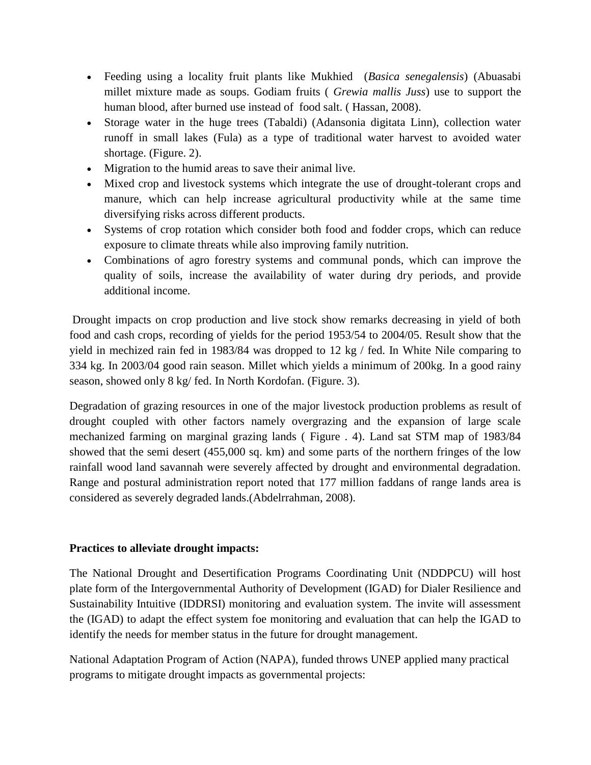- Feeding using a locality fruit plants like Mukhied (*Basica senegalensis*) (Abuasabi millet mixture made as soups. Godiam fruits ( *Grewia mallis Juss*) use to support the human blood, after burned use instead of food salt. ( Hassan, 2008).
- Storage water in the huge trees (Tabaldi) (Adansonia digitata Linn), collection water runoff in small lakes (Fula) as a type of traditional water harvest to avoided water shortage. (Figure. 2).
- Migration to the humid areas to save their animal live.
- Mixed crop and livestock systems which integrate the use of drought-tolerant crops and manure, which can help increase agricultural productivity while at the same time diversifying risks across different products.
- Systems of crop rotation which consider both food and fodder crops, which can reduce exposure to climate threats while also improving family nutrition.
- Combinations of agro forestry systems and communal ponds, which can improve the quality of soils, increase the availability of water during dry periods, and provide additional income.

Drought impacts on crop production and live stock show remarks decreasing in yield of both food and cash crops, recording of yields for the period 1953/54 to 2004/05. Result show that the yield in mechized rain fed in 1983/84 was dropped to 12 kg / fed. In White Nile comparing to 334 kg. In 2003/04 good rain season. Millet which yields a minimum of 200kg. In a good rainy season, showed only 8 kg/ fed. In North Kordofan. (Figure. 3).

Degradation of grazing resources in one of the major livestock production problems as result of drought coupled with other factors namely overgrazing and the expansion of large scale mechanized farming on marginal grazing lands ( Figure . 4). Land sat STM map of 1983/84 showed that the semi desert (455,000 sq. km) and some parts of the northern fringes of the low rainfall wood land savannah were severely affected by drought and environmental degradation. Range and postural administration report noted that 177 million faddans of range lands area is considered as severely degraded lands.(Abdelrrahman, 2008).

**Practices to alleviate drought impacts:**

The National Drought and Desertification Programs Coordinating Unit (NDDPCU) will host plate form of the Intergovernmental Authority of Development (IGAD) for Dialer Resilience and Sustainability Intuitive (IDDRSI) monitoring and evaluation system. The invite will assessment the (IGAD) to adapt the effect system foe monitoring and evaluation that can help the IGAD to identify the needs for member status in the future for drought management.

National Adaptation Program of Action (NAPA), funded throws UNEP applied many practical programs to mitigate drought impacts as governmental projects: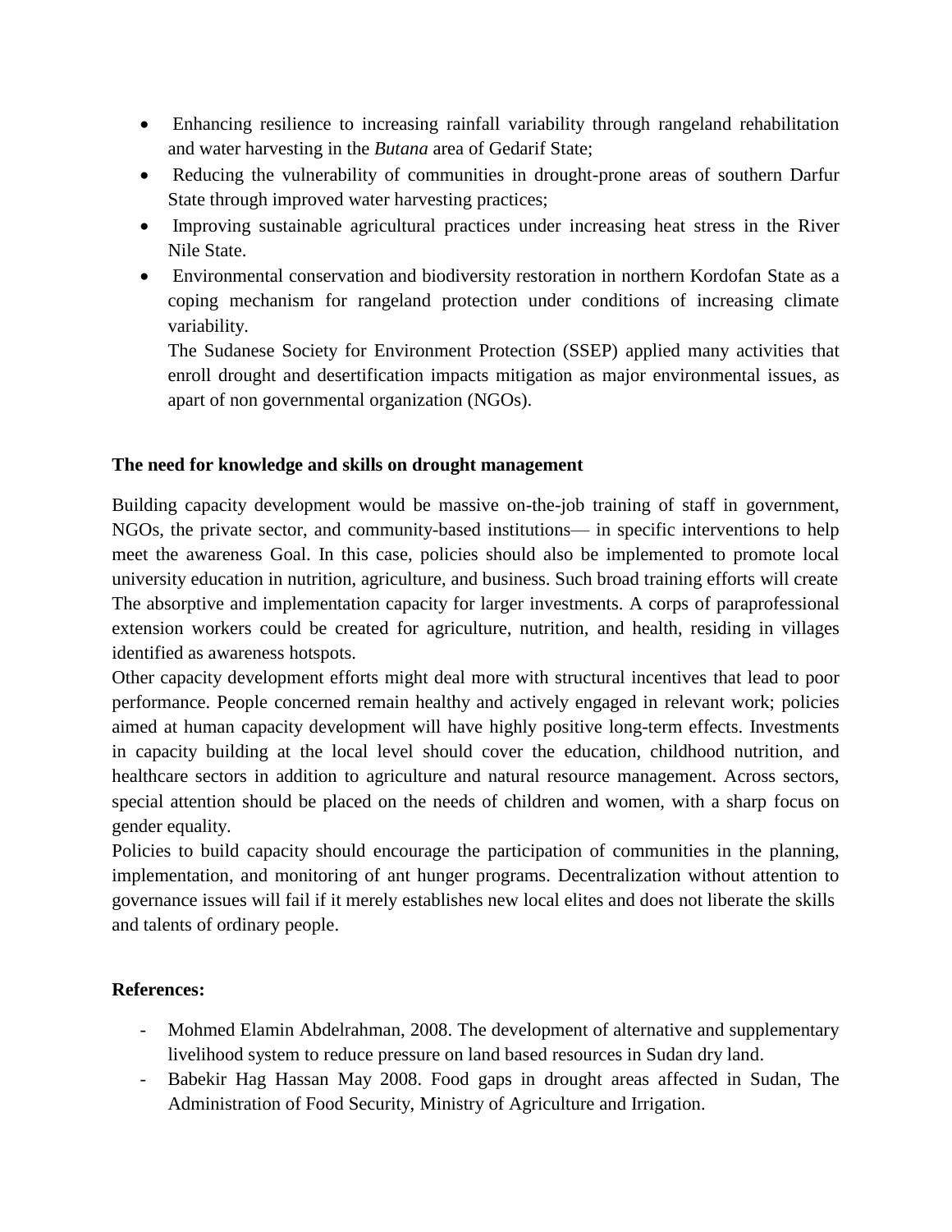- Enhancing resilience to increasing rainfall variability through rangeland rehabilitation and water harvesting in the *Butana* area of Gedarif State;
- Reducing the vulnerability of communities in drought-prone areas of southern Darfur State through improved water harvesting practices;
- Improving sustainable agricultural practices under increasing heat stress in the River Nile State.
- Environmental conservation and biodiversity restoration in northern Kordofan State as a coping mechanism for rangeland protection under conditions of increasing climate variability.

  The Sudanese Society for Environment Protection (SSEP) applied many activities that enroll drought and desertification impacts mitigation as major environmental issues, as apart of non governmental organization (NGOs).

**The need for knowledge and skills on drought management**

Building capacity development would be massive on-the-job training of staff in government, NGOs, the private sector, and community-based institutions— in specific interventions to help meet the awareness Goal. In this case, policies should also be implemented to promote local university education in nutrition, agriculture, and business. Such broad training efforts will create The absorptive and implementation capacity for larger investments. A corps of paraprofessional extension workers could be created for agriculture, nutrition, and health, residing in villages identified as awareness hotspots.

Other capacity development efforts might deal more with structural incentives that lead to poor performance. People concerned remain healthy and actively engaged in relevant work; policies aimed at human capacity development will have highly positive long-term effects. Investments in capacity building at the local level should cover the education, childhood nutrition, and healthcare sectors in addition to agriculture and natural resource management. Across sectors, special attention should be placed on the needs of children and women, with a sharp focus on gender equality.

Policies to build capacity should encourage the participation of communities in the planning, implementation, and monitoring of ant hunger programs. Decentralization without attention to governance issues will fail if it merely establishes new local elites and does not liberate the skills and talents of ordinary people.

**References:**

- Mohmed Elamin Abdelrahman, 2008. The development of alternative and supplementary livelihood system to reduce pressure on land based resources in Sudan dry land.
- Babekir Hag Hassan May 2008. Food gaps in drought areas affected in Sudan, The Administration of Food Security, Ministry of Agriculture and Irrigation.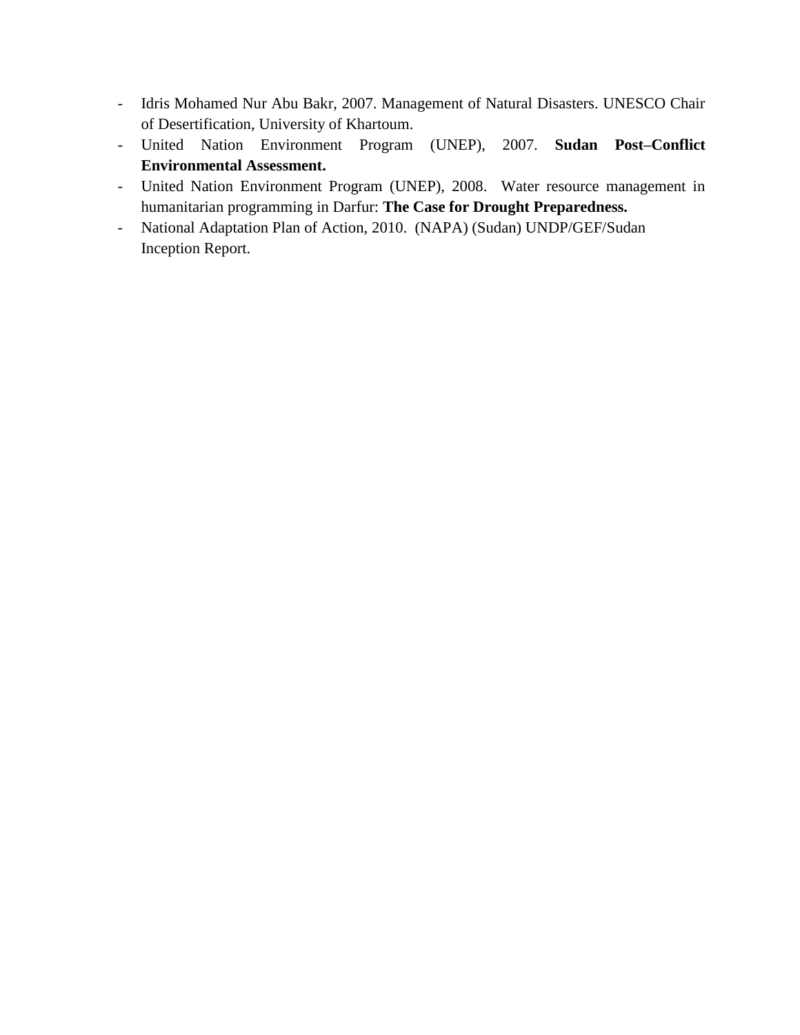- Idris Mohamed Nur Abu Bakr, 2007. Management of Natural Disasters. UNESCO Chair of Desertification, University of Khartoum.
- United Nation Environment Program (UNEP), 2007. **Sudan Post–Conflict Environmental Assessment.**
- United Nation Environment Program (UNEP), 2008. Water resource management in humanitarian programming in Darfur: **The Case for Drought Preparedness.**
- National Adaptation Plan of Action, 2010. (NAPA) (Sudan) UNDP/GEF/Sudan Inception Report.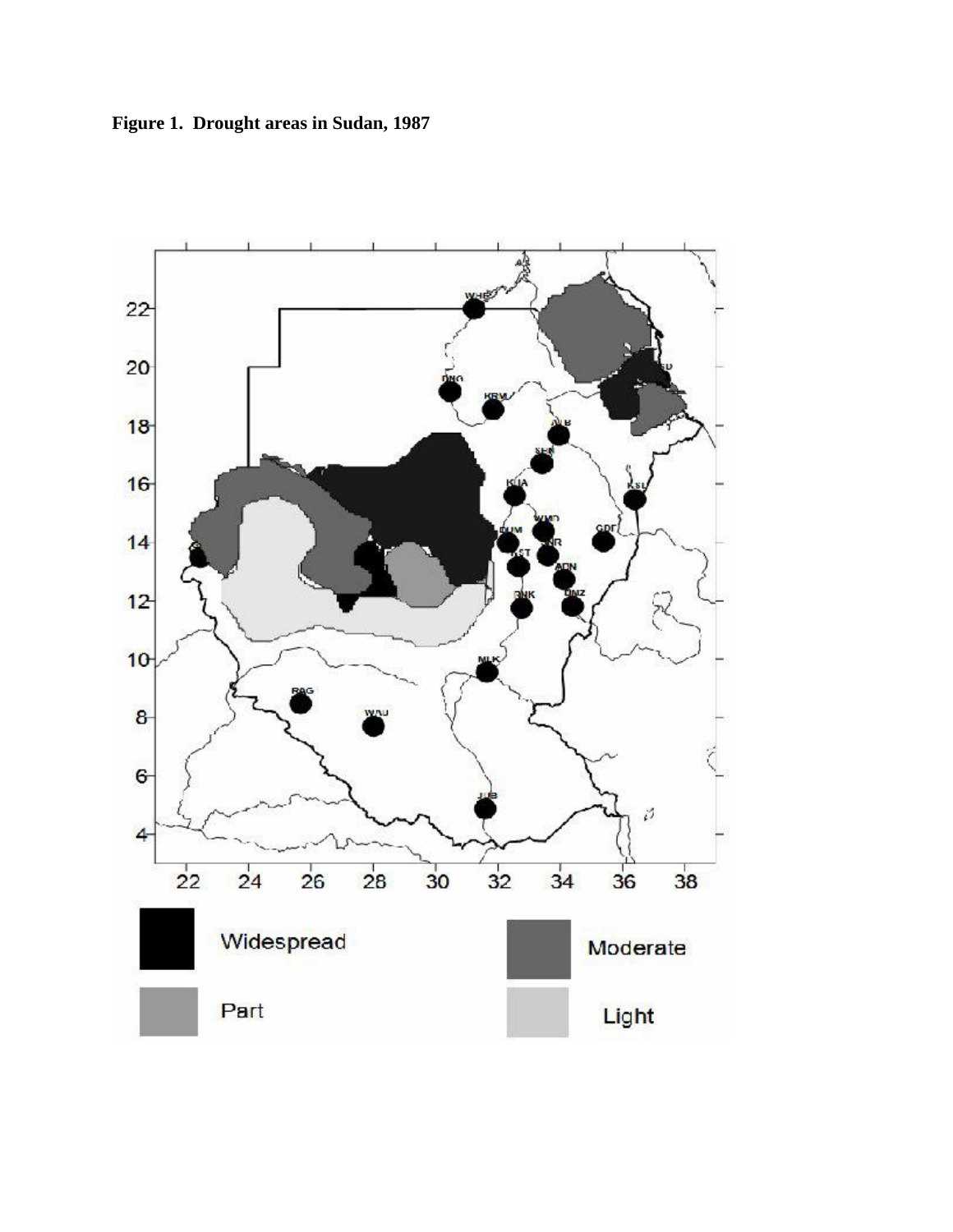**Figure 1. Drought areas in Sudan, 1987**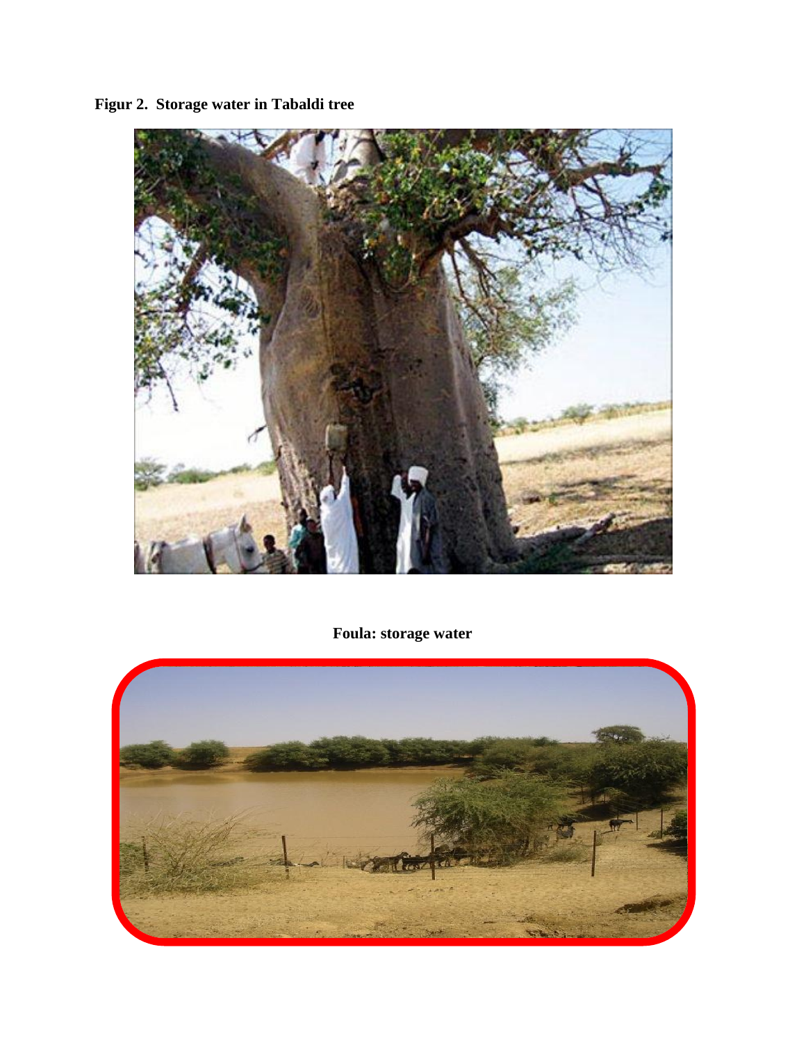**Figur 2. Storage water in Tabaldi tree**

**Foula: storage water**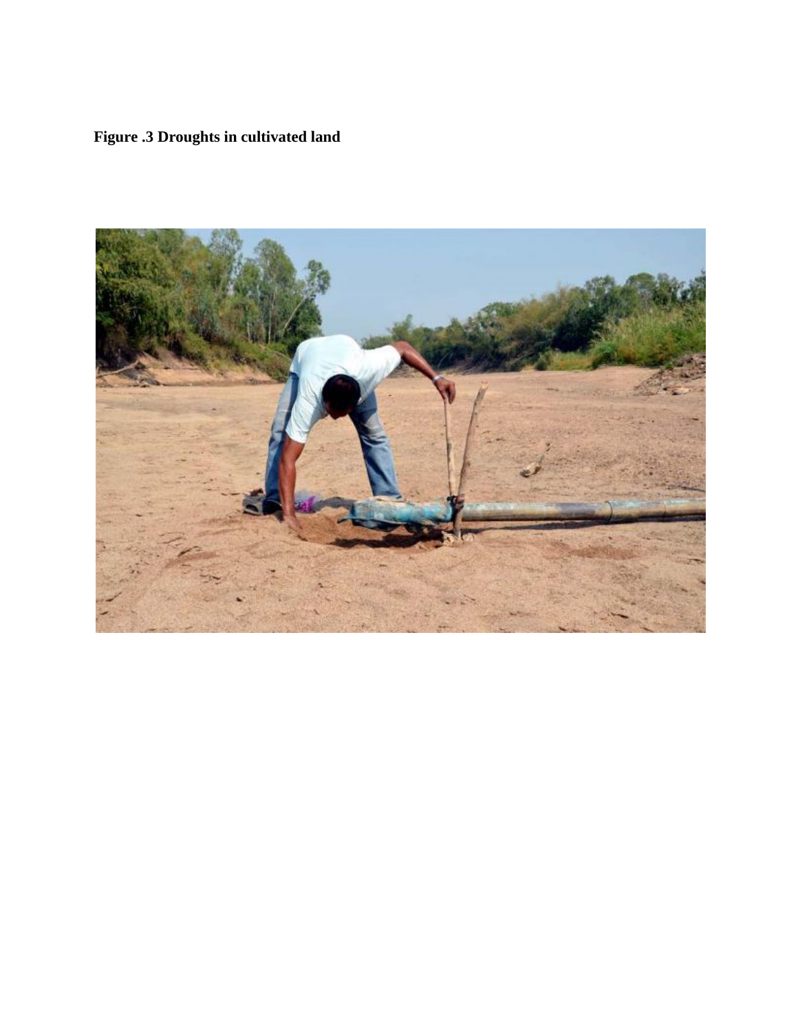**Figure .3 Droughts in cultivated land**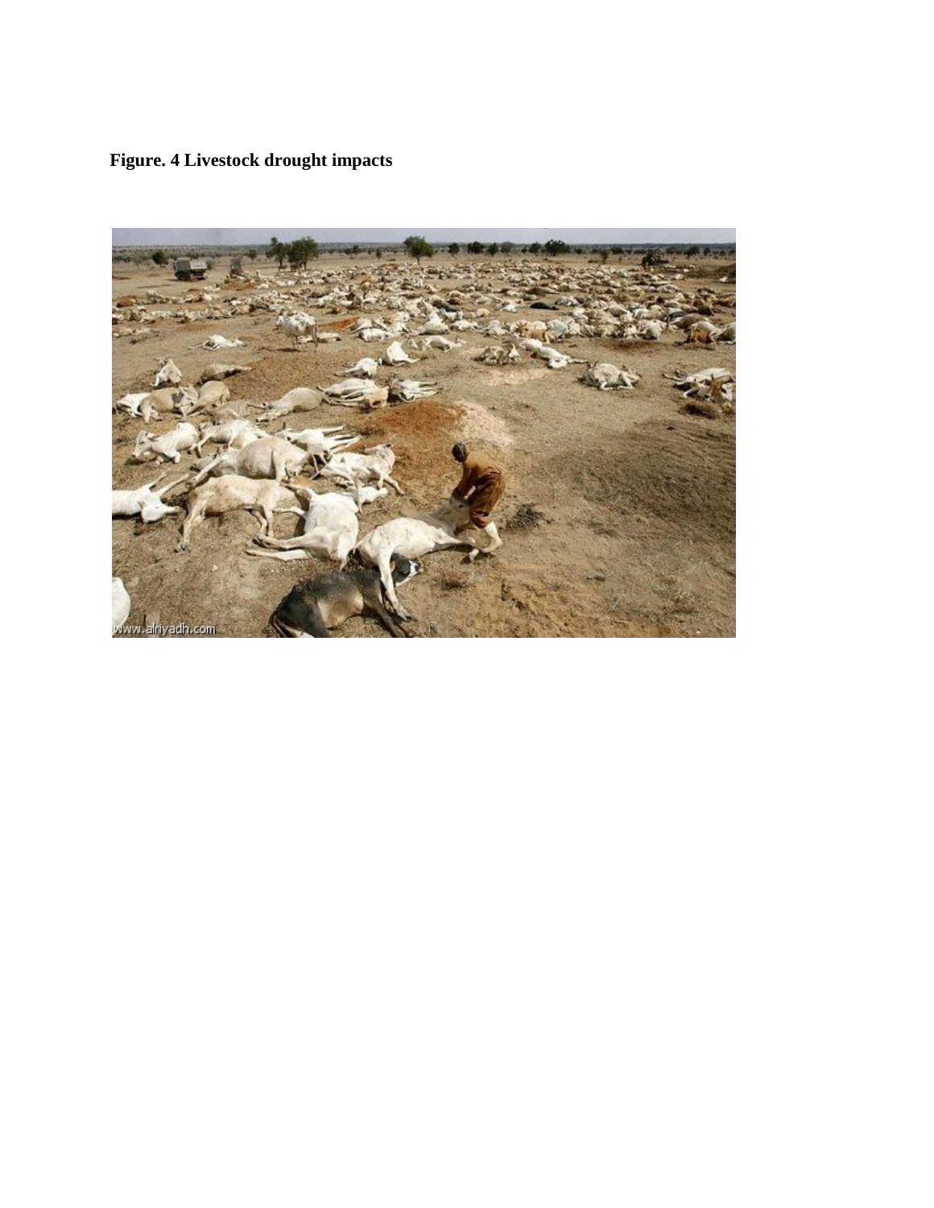**Figure. 4 Livestock drought impacts**